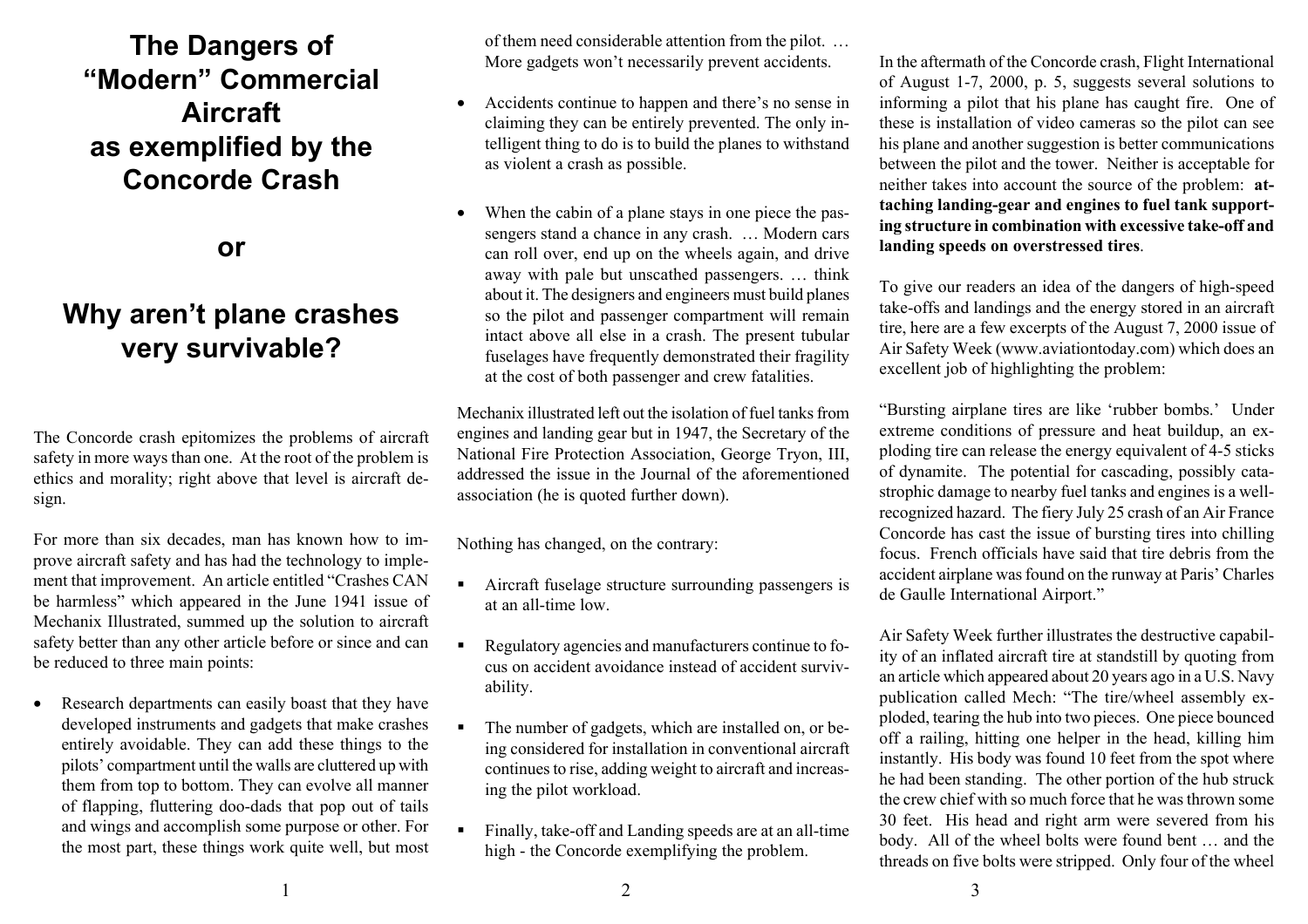# The Dangers of "Modern" Commercial Aircraft as exemplified by the Concorde Crash

# or

# Why aren't plane crashes very survivable?

The Concorde crash epitomizes the problems of aircraft safety in more ways than one. At the root of the problem is ethics and morality; right above that level is aircraft design.

For more than six decades, man has known how to improve aircraft safety and has had the technology to implement that improvement. An article entitled "Crashes CAN be harmless" which appeared in the June 1941 issue of Mechanix Illustrated, summed up the solution to aircraft safety better than any other article before or since and can be reduced to three main points:

- Research departments can easily boast that they have developed instruments and gadgets that make crashes entirely avoidable. They can add these things to the pilots' compartment until the walls are cluttered up with them from top to bottom. They can evolve all manner of flapping, fluttering doo-dads that pop out of tails and wings and accomplish some purpose or other. For the most part, these things work quite well, but most of them need considerable attention from the pilot. … More gadgets won't necessarily prevent accidents.

- Accidents continue to happen and there's no sense in claiming they can be entirely prevented. The only intelligent thing to do is to build the planes to withstand as violent a crash as possible.

- When the cabin of a plane stays in one piece the passengers stand a chance in any crash. … Modern cars can roll over, end up on the wheels again, and drive away with pale but unscathed passengers. … think about it. The designers and engineers must build planes so the pilot and passenger compartment will remain intact above all else in a crash. The present tubular fuselages have frequently demonstrated their fragility at the cost of both passenger and crew fatalities.

Mechanix illustrated left out the isolation of fuel tanks from engines and landing gear but in 1947, the Secretary of the National Fire Protection Association, George Tryon, III, addressed the issue in the Journal of the aforementioned association (he is quoted further down).

Nothing has changed, on the contrary:

- Aircraft fuselage structure surrounding passengers is at an all-time low.

- Regulatory agencies and manufacturers continue to focus on accident avoidance instead of accident survivability.

- The number of gadgets, which are installed on, or being considered for installation in conventional aircraft continues to rise, adding weight to aircraft and increasing the pilot workload.

- Finally, take-off and Landing speeds are at an all-time high - the Concorde exemplifying the problem.

In the aftermath of the Concorde crash, Flight International of August 1-7, 2000, p. 5, suggests several solutions to informing a pilot that his plane has caught fire. One of these is installation of video cameras so the pilot can see his plane and another suggestion is better communications between the pilot and the tower. Neither is acceptable for neither takes into account the source of the problem: **attaching landing-gear and engines to fuel tank supporting structure in combination with excessive take-off and landing speeds on overstressed tires**.

To give our readers an idea of the dangers of high-speed take-offs and landings and the energy stored in an aircraft tire, here are a few excerpts of the August 7, 2000 issue of Air Safety Week (www.aviationtoday.com) which does an excellent job of highlighting the problem:

"Bursting airplane tires are like 'rubber bombs.' Under extreme conditions of pressure and heat buildup, an exploding tire can release the energy equivalent of 4-5 sticks of dynamite. The potential for cascading, possibly catastrophic damage to nearby fuel tanks and engines is a well-recognized hazard. The fiery July 25 crash of an Air France Concorde has cast the issue of bursting tires into chilling focus. French officials have said that tire debris from the accident airplane was found on the runway at Paris' Charles de Gaulle International Airport."

Air Safety Week further illustrates the destructive capability of an inflated aircraft tire at standstill by quoting from an article which appeared about 20 years ago in a U.S. Navy publication called Mech: "The tire/wheel assembly exploded, tearing the hub into two pieces. One piece bounced off a railing, hitting one helper in the head, killing him instantly. His body was found 10 feet from the spot where he had been standing. The other portion of the hub struck the crew chief with so much force that he was thrown some 30 feet. His head and right arm were severed from his body. All of the wheel bolts were found bent … and the threads on five bolts were stripped. Only four of the wheel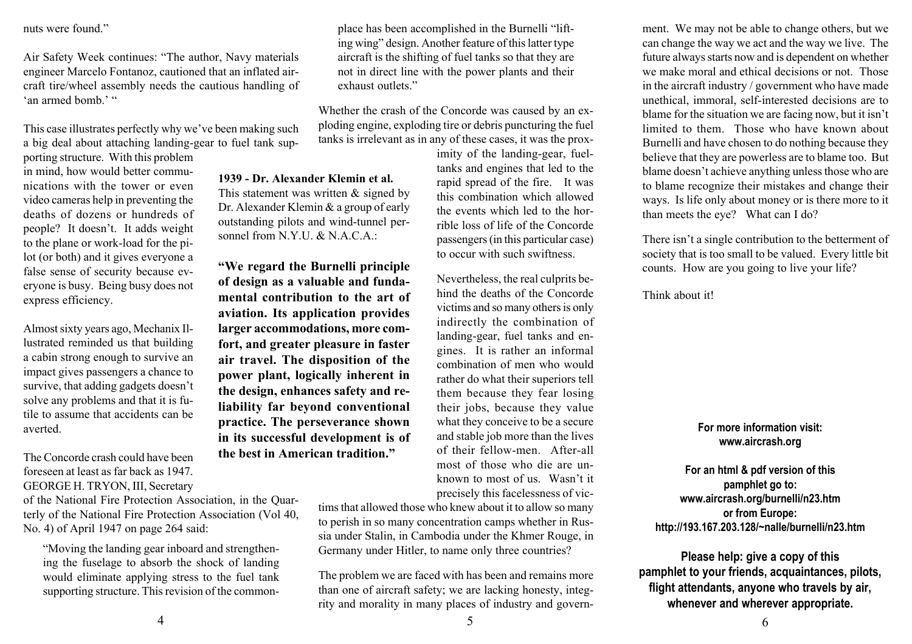nuts were found."

Air Safety Week continues: "The author, Navy materials engineer Marcelo Fontanoz, cautioned that an inflated aircraft tire/wheel assembly needs the cautious handling of 'an armed bomb.' "

This case illustrates perfectly why we've been making such a big deal about attaching landing-gear to fuel tank supporting structure. With this problem in mind, how would better communications with the tower or even video cameras help in preventing the deaths of dozens or hundreds of people? It doesn't. It adds weight to the plane or work-load for the pilot (or both) and it gives everyone a false sense of security because everyone is busy. Being busy does not express efficiency.

Almost sixty years ago, Mechanix Illustrated reminded us that building a cabin strong enough to survive an impact gives passengers a chance to survive, that adding gadgets doesn't solve any problems and that it is futile to assume that accidents can be averted.

The Concorde crash could have been foreseen at least as far back as 1947. GEORGE H. TRYON, III, Secretary of the National Fire Protection Association, in the Quarterly of the National Fire Protection Association (Vol 40, No. 4) of April 1947 on page 264 said:

> "Moving the landing gear inboard and strengthening the fuselage to absorb the shock of landing would eliminate applying stress to the fuel tank supporting structure. This revision of the commonplace has been accomplished in the Burnelli "lifting wing" design. Another feature of this latter type aircraft is the shifting of fuel tanks so that they are not in direct line with the power plants and their exhaust outlets."

**1939 - Dr. Alexander Klemin et al.**

This statement was written & signed by Dr. Alexander Klemin & a group of early outstanding pilots and wind-tunnel personnel from N.Y.U. & N.A.C.A.:

**"We regard the Burnelli principle of design as a valuable and fundamental contribution to the art of aviation. Its application provides larger accommodations, more comfort, and greater pleasure in faster air travel. The disposition of the power plant, logically inherent in the design, enhances safety and reliability far beyond conventional practice. The perseverance shown in its successful development is of the best in American tradition."**

Whether the crash of the Concorde was caused by an exploding engine, exploding tire or debris puncturing the fuel tanks is irrelevant as in any of these cases, it was the proximity of the landing-gear, fuel-tanks and engines that led to the rapid spread of the fire. It was this combination which allowed the events which led to the horrible loss of life of the Concorde passengers (in this particular case) to occur with such swiftness.

Nevertheless, the real culprits behind the deaths of the Concorde victims and so many others is only indirectly the combination of landing-gear, fuel tanks and engines. It is rather an informal combination of men who would rather do what their superiors tell them because they fear losing their jobs, because they value what they conceive to be a secure and stable job more than the lives of their fellow-men. After-all most of those who die are unknown to most of us. Wasn't it precisely this facelessness of victims that allowed those who knew about it to allow so many to perish in so many concentration camps whether in Russia under Stalin, in Cambodia under the Khmer Rouge, in Germany under Hitler, to name only three countries?

The problem we are faced with has been and remains more than one of aircraft safety; we are lacking honesty, integrity and morality in many places of industry and government. We may not be able to change others, but we can change the way we act and the way we live. The future always starts now and is dependent on whether we make moral and ethical decisions or not. Those in the aircraft industry / government who have made unethical, immoral, self-interested decisions are to blame for the situation we are facing now, but it isn't limited to them. Those who have known about Burnelli and have chosen to do nothing because they believe that they are powerless are to blame too. But blame doesn't achieve anything unless those who are to blame recognize their mistakes and change their ways. Is life only about money or is there more to it than meets the eye? What can I do?

There isn't a single contribution to the betterment of society that is too small to be valued. Every little bit counts. How are you going to live your life?

Think about it!

**For more information visit:**
**www.aircrash.org**

**For an html & pdf version of this pamphlet go to:**
**www.aircrash.org/burnelli/n23.htm**
**or from Europe:**
**http://193.167.203.128/~nalle/burnelli/n23.htm**

**Please help: give a copy of this pamphlet to your friends, acquaintances, pilots, flight attendants, anyone who travels by air, whenever and wherever appropriate.**